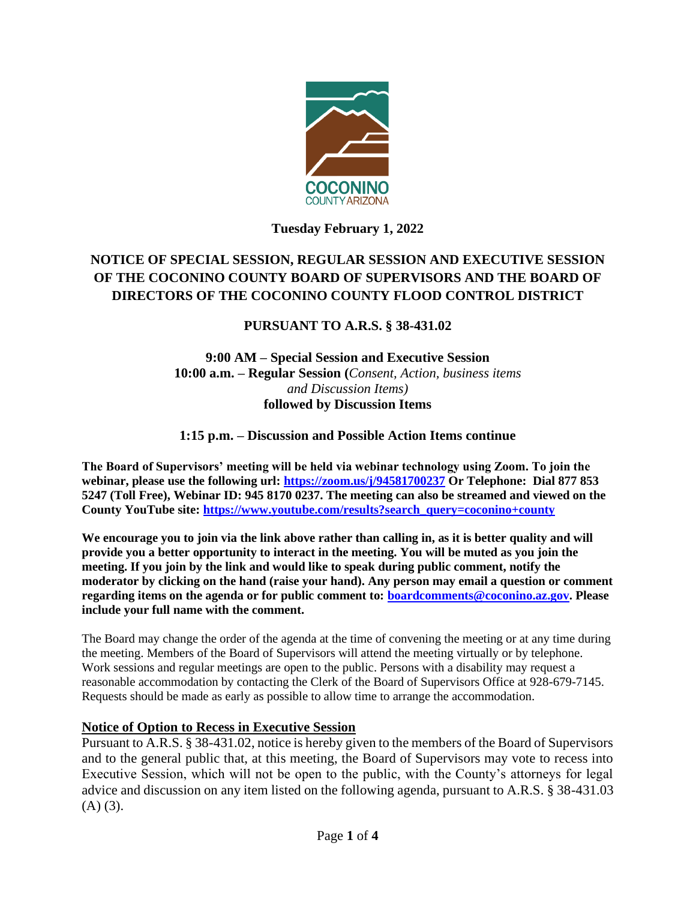**Tuesday February 1, 2022**

# NOTICE OF SPECIAL SESSION, REGULAR SESSION AND EXECUTIVE SESSION OF THE COCONINO COUNTY BOARD OF SUPERVISORS AND THE BOARD OF DIRECTORS OF THE COCONINO COUNTY FLOOD CONTROL DISTRICT

## PURSUANT TO A.R.S. § 38-431.02

**9:00 AM – Special Session and Executive Session**
**10:00 a.m. – Regular Session (***Consent, Action, business items and Discussion Items)*
**followed by Discussion Items**

**1:15 p.m. – Discussion and Possible Action Items continue**

**The Board of Supervisors' meeting will be held via webinar technology using Zoom. To join the webinar, please use the following url: [https://zoom.us/j/94581700237](https://zoom.us/j/94581700237) Or Telephone: Dial 877 853 5247 (Toll Free), Webinar ID: 945 8170 0237. The meeting can also be streamed and viewed on the County YouTube site: [https://www.youtube.com/results?search_query=coconino+county](https://www.youtube.com/results?search_query=coconino+county)**

**We encourage you to join via the link above rather than calling in, as it is better quality and will provide you a better opportunity to interact in the meeting. You will be muted as you join the meeting. If you join by the link and would like to speak during public comment, notify the moderator by clicking on the hand (raise your hand). Any person may email a question or comment regarding items on the agenda or for public comment to: [boardcomments@coconino.az.gov](mailto:boardcomments@coconino.az.gov). Please include your full name with the comment.**

The Board may change the order of the agenda at the time of convening the meeting or at any time during the meeting. Members of the Board of Supervisors will attend the meeting virtually or by telephone. Work sessions and regular meetings are open to the public. Persons with a disability may request a reasonable accommodation by contacting the Clerk of the Board of Supervisors Office at 928-679-7145. Requests should be made as early as possible to allow time to arrange the accommodation.

**Notice of Option to Recess in Executive Session**

Pursuant to A.R.S. § 38-431.02, notice is hereby given to the members of the Board of Supervisors and to the general public that, at this meeting, the Board of Supervisors may vote to recess into Executive Session, which will not be open to the public, with the County's attorneys for legal advice and discussion on any item listed on the following agenda, pursuant to A.R.S. § 38-431.03 (A) (3).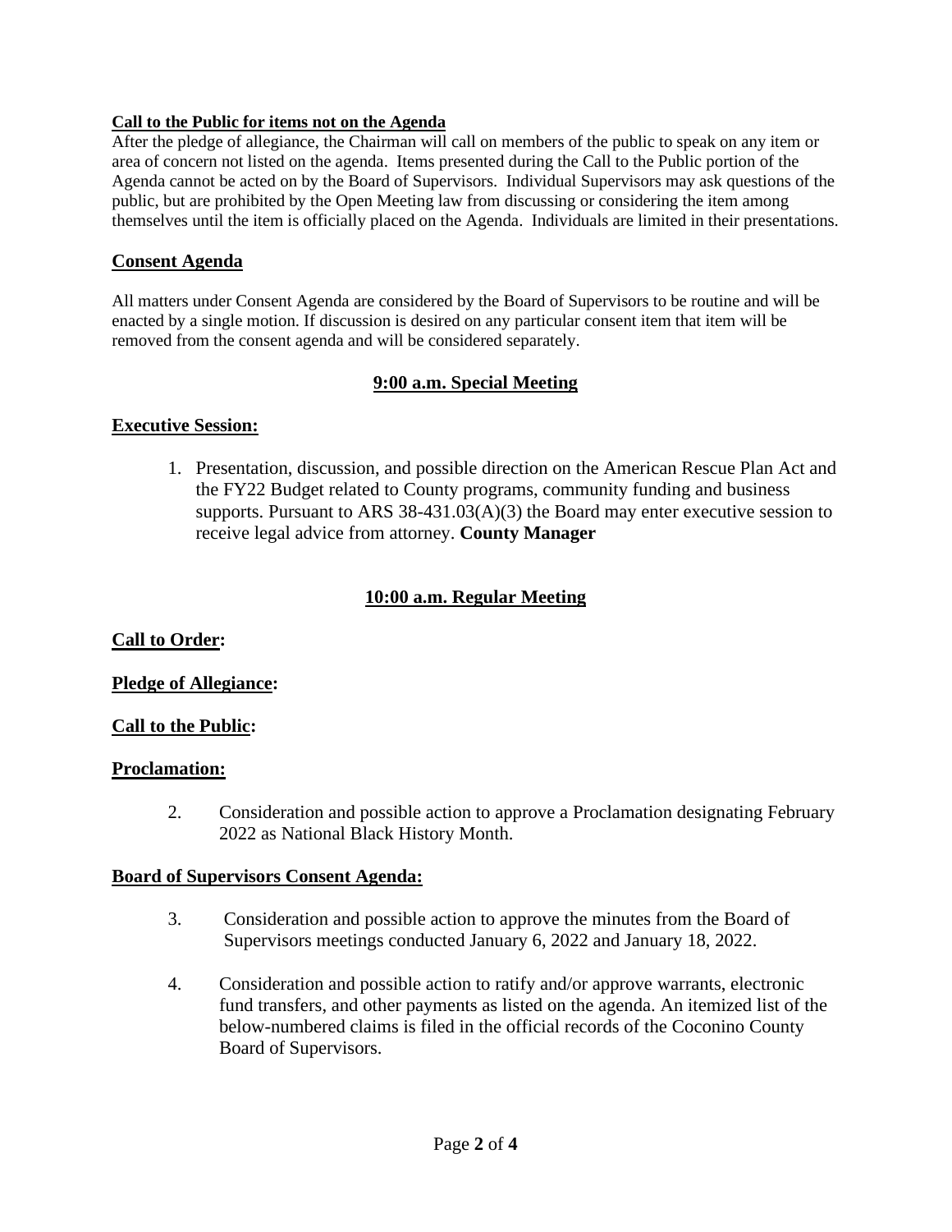**Call to the Public for items not on the Agenda**

After the pledge of allegiance, the Chairman will call on members of the public to speak on any item or area of concern not listed on the agenda. Items presented during the Call to the Public portion of the Agenda cannot be acted on by the Board of Supervisors. Individual Supervisors may ask questions of the public, but are prohibited by the Open Meeting law from discussing or considering the item among themselves until the item is officially placed on the Agenda. Individuals are limited in their presentations.

## Consent Agenda

All matters under Consent Agenda are considered by the Board of Supervisors to be routine and will be enacted by a single motion. If discussion is desired on any particular consent item that item will be removed from the consent agenda and will be considered separately.

## 9:00 a.m. Special Meeting

### Executive Session:

1. Presentation, discussion, and possible direction on the American Rescue Plan Act and the FY22 Budget related to County programs, community funding and business supports. Pursuant to ARS 38-431.03(A)(3) the Board may enter executive session to receive legal advice from attorney. **County Manager**

## 10:00 a.m. Regular Meeting

### Call to Order:

### Pledge of Allegiance:

### Call to the Public:

### Proclamation:

2. Consideration and possible action to approve a Proclamation designating February 2022 as National Black History Month.

### Board of Supervisors Consent Agenda:

3. Consideration and possible action to approve the minutes from the Board of Supervisors meetings conducted January 6, 2022 and January 18, 2022.

4. Consideration and possible action to ratify and/or approve warrants, electronic fund transfers, and other payments as listed on the agenda. An itemized list of the below-numbered claims is filed in the official records of the Coconino County Board of Supervisors.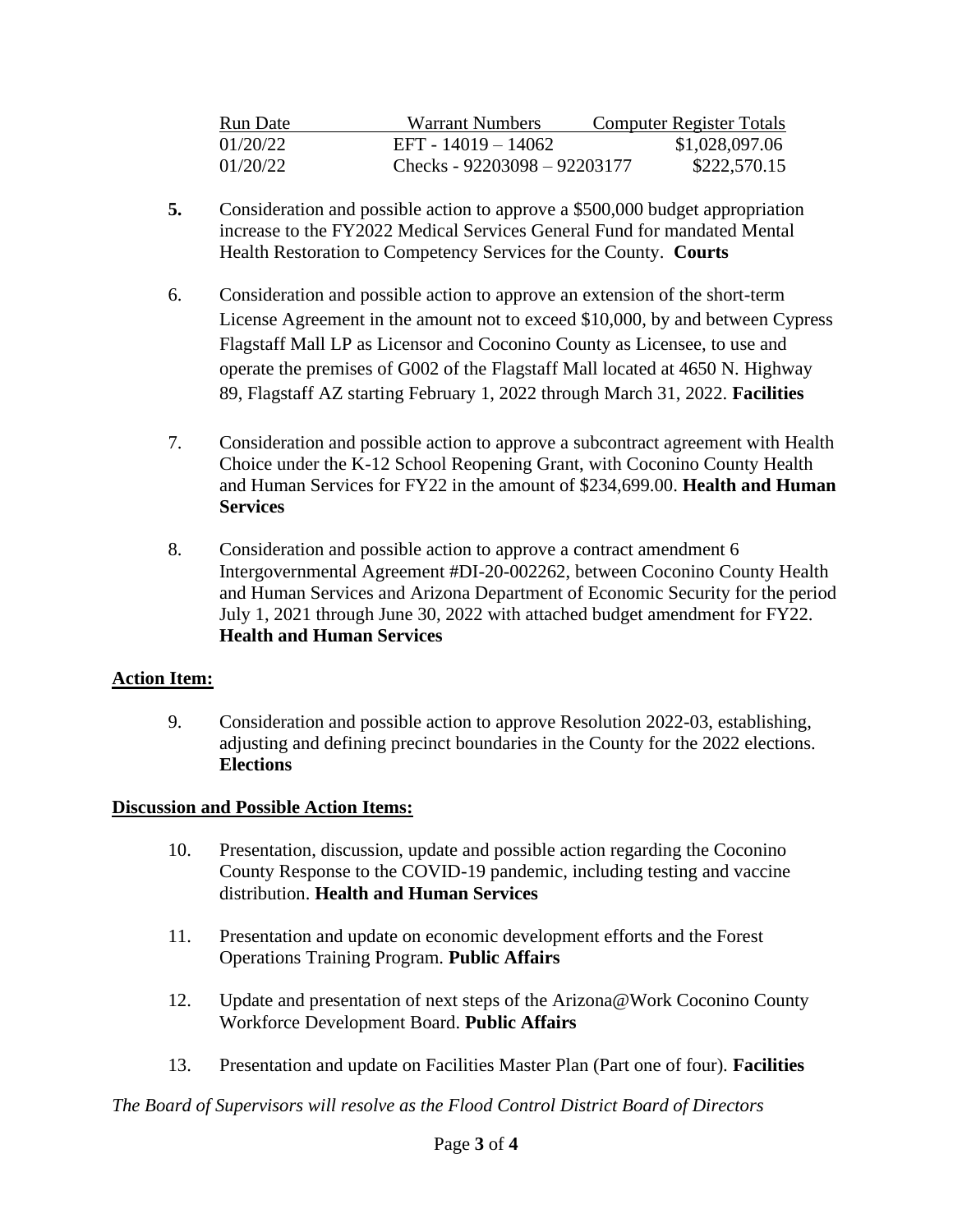| Run Date | Warrant Numbers | Computer Register Totals |
|---|---|---|
| 01/20/22 | EFT - 14019 – 14062 | $1,028,097.06 |
| 01/20/22 | Checks - 92203098 – 92203177 | $222,570.15 |

**5.** Consideration and possible action to approve a $500,000 budget appropriation increase to the FY2022 Medical Services General Fund for mandated Mental Health Restoration to Competency Services for the County. **Courts**

6. Consideration and possible action to approve an extension of the short-term License Agreement in the amount not to exceed $10,000, by and between Cypress Flagstaff Mall LP as Licensor and Coconino County as Licensee, to use and operate the premises of G002 of the Flagstaff Mall located at 4650 N. Highway 89, Flagstaff AZ starting February 1, 2022 through March 31, 2022. **Facilities**

7. Consideration and possible action to approve a subcontract agreement with Health Choice under the K-12 School Reopening Grant, with Coconino County Health and Human Services for FY22 in the amount of $234,699.00. **Health and Human Services**

8. Consideration and possible action to approve a contract amendment 6 Intergovernmental Agreement #DI-20-002262, between Coconino County Health and Human Services and Arizona Department of Economic Security for the period July 1, 2021 through June 30, 2022 with attached budget amendment for FY22. **Health and Human Services**

**Action Item:**

9. Consideration and possible action to approve Resolution 2022-03, establishing, adjusting and defining precinct boundaries in the County for the 2022 elections. **Elections**

**Discussion and Possible Action Items:**

10. Presentation, discussion, update and possible action regarding the Coconino County Response to the COVID-19 pandemic, including testing and vaccine distribution. **Health and Human Services**

11. Presentation and update on economic development efforts and the Forest Operations Training Program. **Public Affairs**

12. Update and presentation of next steps of the Arizona@Work Coconino County Workforce Development Board. **Public Affairs**

13. Presentation and update on Facilities Master Plan (Part one of four). **Facilities**

*The Board of Supervisors will resolve as the Flood Control District Board of Directors*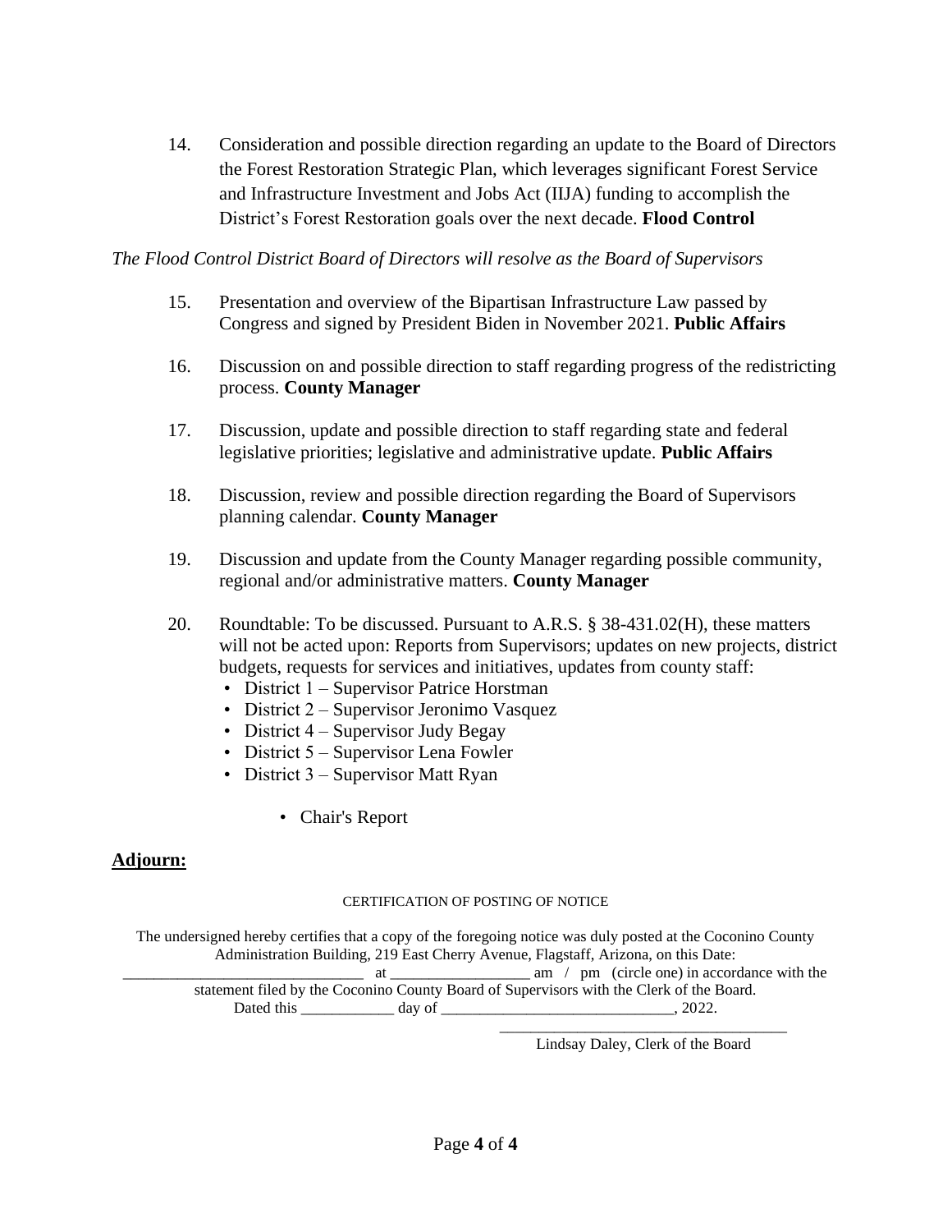14. Consideration and possible direction regarding an update to the Board of Directors the Forest Restoration Strategic Plan, which leverages significant Forest Service and Infrastructure Investment and Jobs Act (IIJA) funding to accomplish the District's Forest Restoration goals over the next decade. **Flood Control**

*The Flood Control District Board of Directors will resolve as the Board of Supervisors*

15. Presentation and overview of the Bipartisan Infrastructure Law passed by Congress and signed by President Biden in November 2021. **Public Affairs**

16. Discussion on and possible direction to staff regarding progress of the redistricting process. **County Manager**

17. Discussion, update and possible direction to staff regarding state and federal legislative priorities; legislative and administrative update. **Public Affairs**

18. Discussion, review and possible direction regarding the Board of Supervisors planning calendar. **County Manager**

19. Discussion and update from the County Manager regarding possible community, regional and/or administrative matters. **County Manager**

20. Roundtable: To be discussed. Pursuant to A.R.S. § 38-431.02(H), these matters will not be acted upon: Reports from Supervisors; updates on new projects, district budgets, requests for services and initiatives, updates from county staff:
    - District 1 – Supervisor Patrice Horstman
    - District 2 – Supervisor Jeronimo Vasquez
    - District 4 – Supervisor Judy Begay
    - District 5 – Supervisor Lena Fowler
    - District 3 – Supervisor Matt Ryan
        - Chair's Report

## Adjourn:

CERTIFICATION OF POSTING OF NOTICE

The undersigned hereby certifies that a copy of the foregoing notice was duly posted at the Coconino County Administration Building, 219 East Cherry Avenue, Flagstaff, Arizona, on this Date: ______________________________ at __________________ am / pm (circle one) in accordance with the statement filed by the Coconino County Board of Supervisors with the Clerk of the Board.

Dated this ____________ day of ______________________________, 2022.

______________________________________

Lindsay Daley, Clerk of the Board